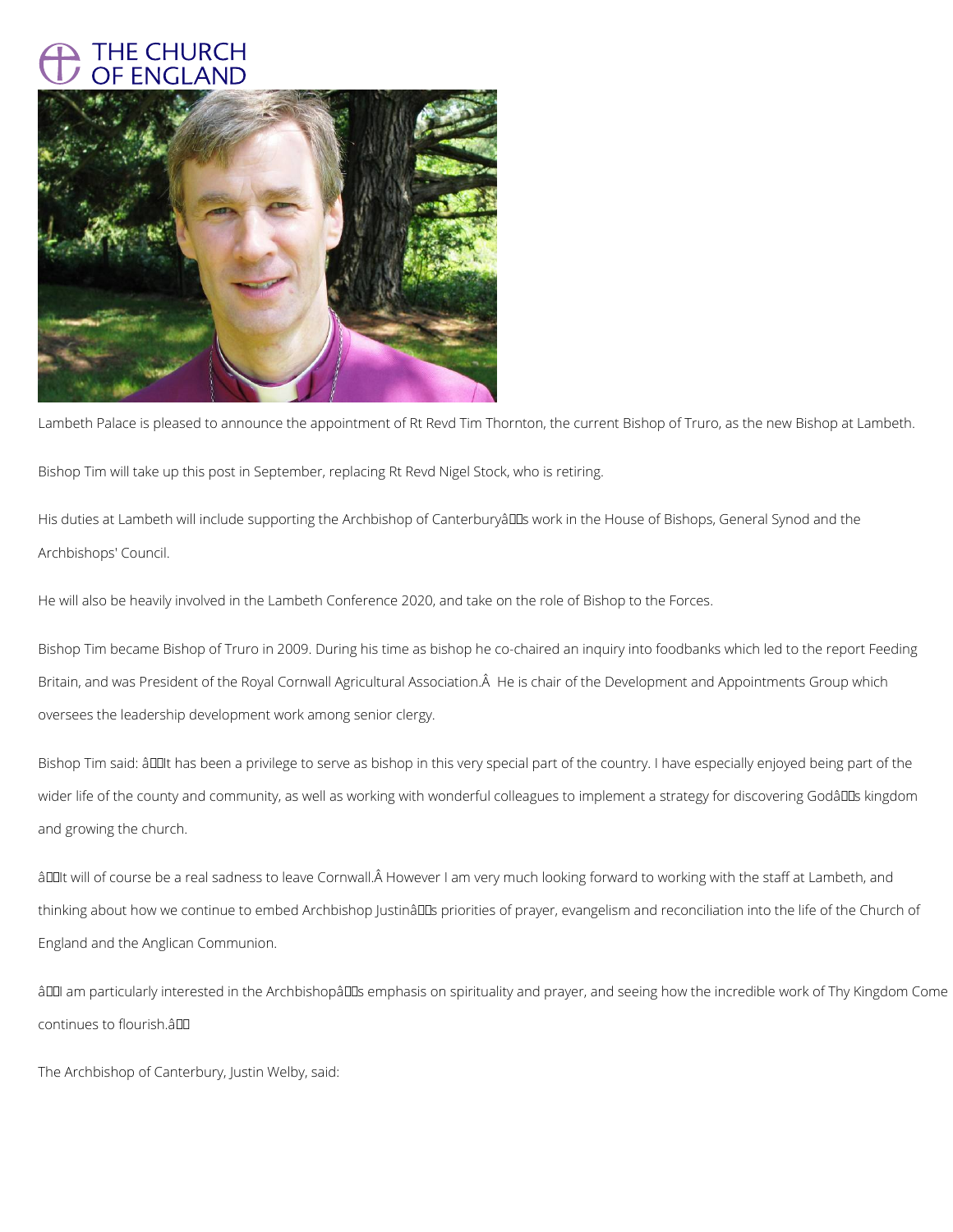Lambeth Palace is pleased to announce the appointment of Rt Revd Tim Thornton, the current Bishop of Truro, as the new Bishop at Lambeth.

Bishop Tim will take up this post in September, replacing Rt Revd Nigel Stock, who is retiring.

His duties at Lambeth will include supporting the Archbishop of Canterburyâs work in the House of Bishops, General Synod and the Archbishops' Council.

He will also be heavily involved in the Lambeth Conference 2020, and take on the role of Bishop to the Forces.

Bishop Tim became Bishop of Truro in 2009. During his time as bishop he co-chaired an inquiry into foodbanks which led to the report Feeding Britain, and was President of the Royal Cornwall Agricultural Association.Â  He is chair of the Development and Appointments Group which oversees the leadership development work among senior clergy.

Bishop Tim said: âIt has been a privilege to serve as bishop in this very special part of the country. I have especially enjoyed being part of the wider life of the county and community, as well as working with wonderful colleagues to implement a strategy for discovering Godâs kingdom and growing the church.

âIt will of course be a real sadness to leave Cornwall.Â However I am very much looking forward to working with the staff at Lambeth, and thinking about how we continue to embed Archbishop Justinâs priorities of prayer, evangelism and reconciliation into the life of the Church of England and the Anglican Communion.

âI am particularly interested in the Archbishopâs emphasis on spirituality and prayer, and seeing how the incredible work of Thy Kingdom Come continues to flourish.â

The Archbishop of Canterbury, Justin Welby, said: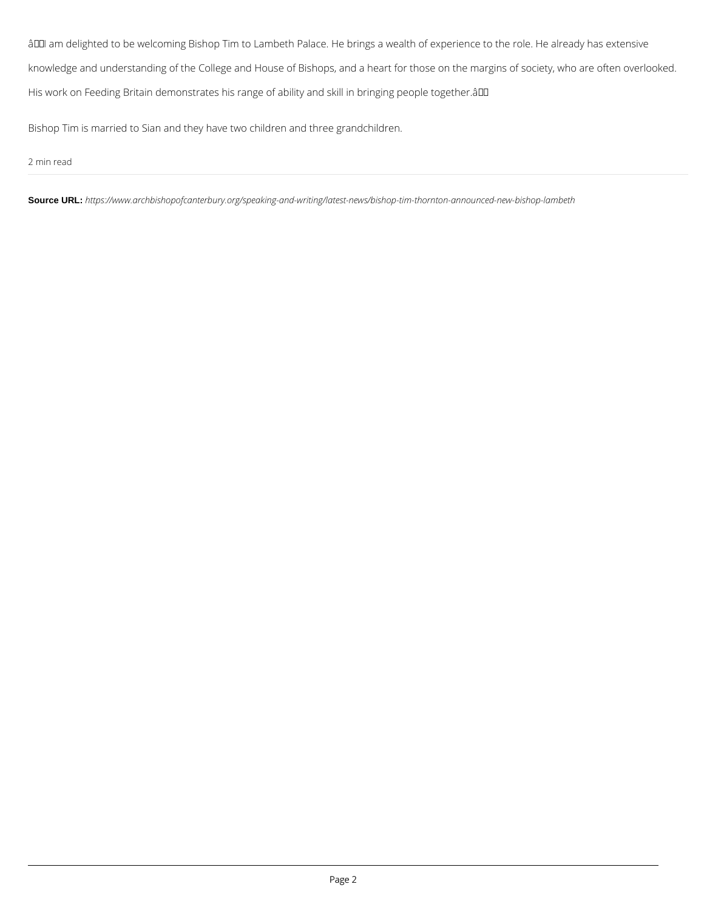â€œI am delighted to be welcoming Bishop Tim to Lambeth Palace. He brings a wealth of experience to the role. He already has extensive knowledge and understanding of the College and House of Bishops, and a heart for those on the margins of society, who are often overlooked. His work on Feeding Britain demonstrates his range of ability and skill in bringing people together.â€

Bishop Tim is married to Sian and they have two children and three grandchildren.

2 min read

**Source URL:** *https://www.archbishopofcanterbury.org/speaking-and-writing/latest-news/bishop-tim-thornton-announced-new-bishop-lambeth*